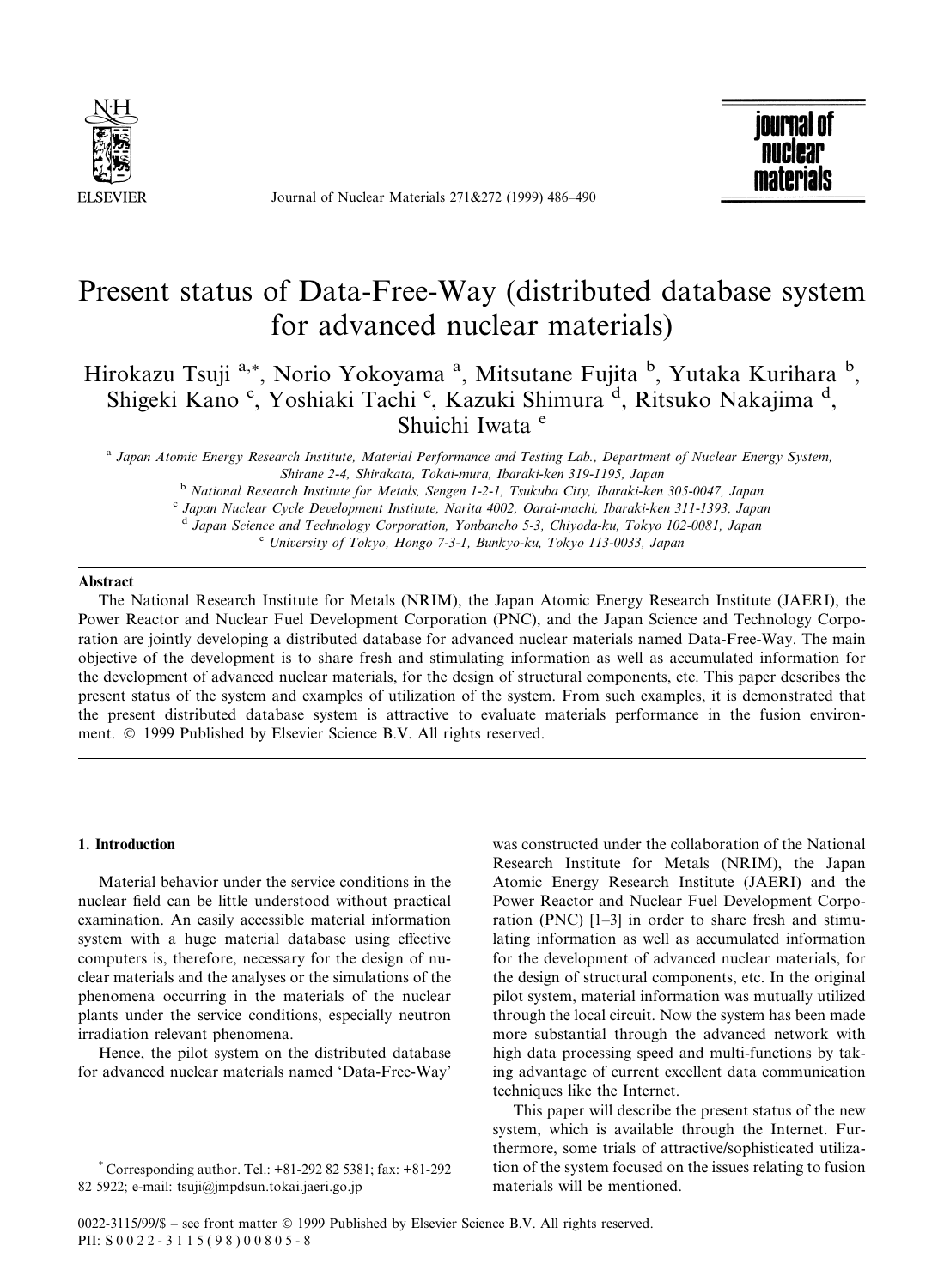# Present status of Data-Free-Way (distributed database system for advanced nuclear materials)

Hirokazu Tsuji [a,*], Norio Yokoyama [a], Mitsutane Fujita [b], Yutaka Kurihara [b], Shigeki Kano [c], Yoshiaki Tachi [c], Kazuki Shimura [d], Ritsuko Nakajima [d], Shuichi Iwata [e]

[a] *Japan Atomic Energy Research Institute, Material Performance and Testing Lab., Department of Nuclear Energy System, Shirane 2-4, Shirakata, Tokai-mura, Ibaraki-ken 319-1195, Japan*

[b] *National Research Institute for Metals, Sengen 1-2-1, Tsukuba City, Ibaraki-ken 305-0047, Japan*

[c] *Japan Nuclear Cycle Development Institute, Narita 4002, Oarai-machi, Ibaraki-ken 311-1393, Japan*

[d] *Japan Science and Technology Corporation, Yonbancho 5-3, Chiyoda-ku, Tokyo 102-0081, Japan*

[e] *University of Tokyo, Hongo 7-3-1, Bunkyo-ku, Tokyo 113-0033, Japan*

## Abstract

The National Research Institute for Metals (NRIM), the Japan Atomic Energy Research Institute (JAERI), the Power Reactor and Nuclear Fuel Development Corporation (PNC), and the Japan Science and Technology Corporation are jointly developing a distributed database for advanced nuclear materials named Data-Free-Way. The main objective of the development is to share fresh and stimulating information as well as accumulated information for the development of advanced nuclear materials, for the design of structural components, etc. This paper describes the present status of the system and examples of utilization of the system. From such examples, it is demonstrated that the present distributed database system is attractive to evaluate materials performance in the fusion environment. © 1999 Published by Elsevier Science B.V. All rights reserved.

## 1. Introduction

Material behavior under the service conditions in the nuclear field can be little understood without practical examination. An easily accessible material information system with a huge material database using effective computers is, therefore, necessary for the design of nuclear materials and the analyses or the simulations of the phenomena occurring in the materials of the nuclear plants under the service conditions, especially neutron irradiation relevant phenomena.

Hence, the pilot system on the distributed database for advanced nuclear materials named 'Data-Free-Way' was constructed under the collaboration of the National Research Institute for Metals (NRIM), the Japan Atomic Energy Research Institute (JAERI) and the Power Reactor and Nuclear Fuel Development Corporation (PNC) [1–3] in order to share fresh and stimulating information as well as accumulated information for the development of advanced nuclear materials, for the design of structural components, etc. In the original pilot system, material information was mutually utilized through the local circuit. Now the system has been made more substantial through the advanced network with high data processing speed and multi-functions by taking advantage of current excellent data communication techniques like the Internet.

This paper will describe the present status of the new system, which is available through the Internet. Furthermore, some trials of attractive/sophisticated utilization of the system focused on the issues relating to fusion materials will be mentioned.

* Corresponding author. Tel.: +81-292 82 5381; fax: +81-292 82 5922; e-mail: tsuji@jmpdsun.tokai.jaeri.go.jp

0022-3115/99/$ – see front matter © 1999 Published by Elsevier Science B.V. All rights reserved.
PII: S0022-3115(98)00805-8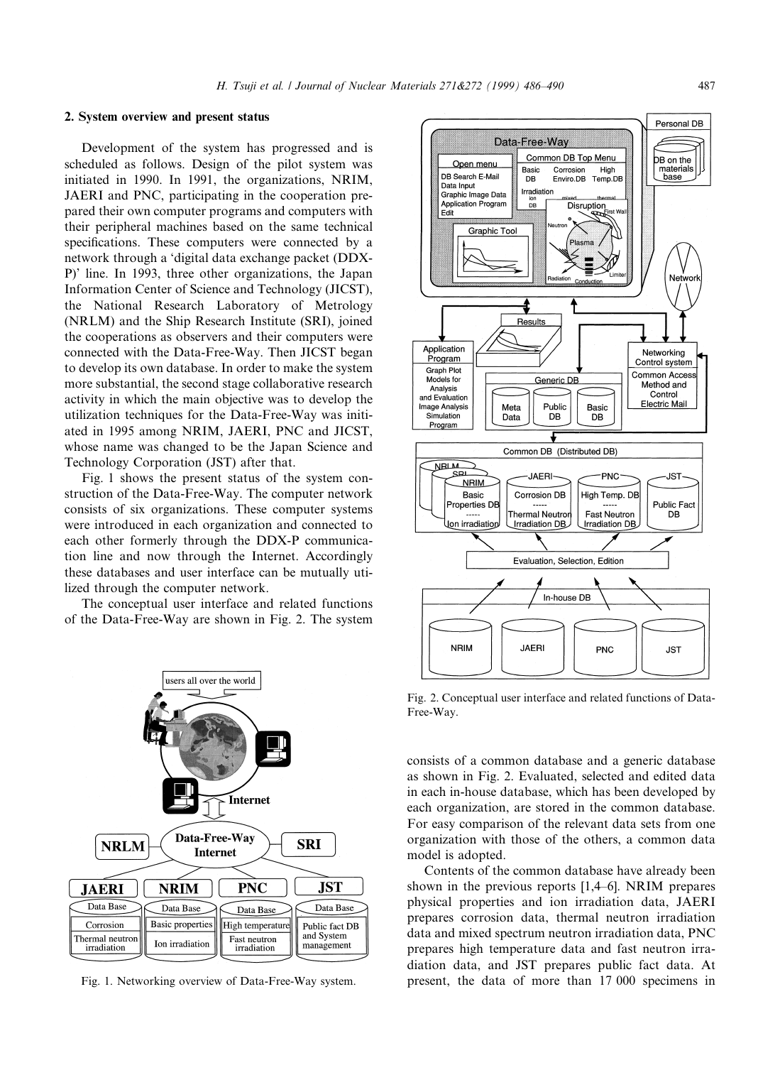## 2. System overview and present status

Development of the system has progressed and is scheduled as follows. Design of the pilot system was initiated in 1990. In 1991, the organizations, NRIM, JAERI and PNC, participating in the cooperation prepared their own computer programs and computers with their peripheral machines based on the same technical specifications. These computers were connected by a network through a 'digital data exchange packet (DDX-P)' line. In 1993, three other organizations, the Japan Information Center of Science and Technology (JICST), the National Research Laboratory of Metrology (NRLM) and the Ship Research Institute (SRI), joined the cooperations as observers and their computers were connected with the Data-Free-Way. Then JICST began to develop its own database. In order to make the system more substantial, the second stage collaborative research activity in which the main objective was to develop the utilization techniques for the Data-Free-Way was initiated in 1995 among NRIM, JAERI, PNC and JICST, whose name was changed to be the Japan Science and Technology Corporation (JST) after that.

Fig. 1 shows the present status of the system construction of the Data-Free-Way. The computer network consists of six organizations. These computer systems were introduced in each organization and connected to each other formerly through the DDX-P communication line and now through the Internet. Accordingly these databases and user interface can be mutually utilized through the computer network.

The conceptual user interface and related functions of the Data-Free-Way are shown in Fig. 2. The system consists of a common database and a generic database as shown in Fig. 2. Evaluated, selected and edited data in each in-house database, which has been developed by each organization, are stored in the common database. For easy comparison of the relevant data sets from one organization with those of the others, a common data model is adopted.

Fig. 1. Networking overview of Data-Free-Way system.

Fig. 2. Conceptual user interface and related functions of Data-Free-Way.

Contents of the common database have already been shown in the previous reports [1,4–6]. NRIM prepares physical properties and ion irradiation data, JAERI prepares corrosion data, thermal neutron irradiation data and mixed spectrum neutron irradiation data, PNC prepares high temperature data and fast neutron irradiation data, and JST prepares public fact data. At present, the data of more than 17 000 specimens in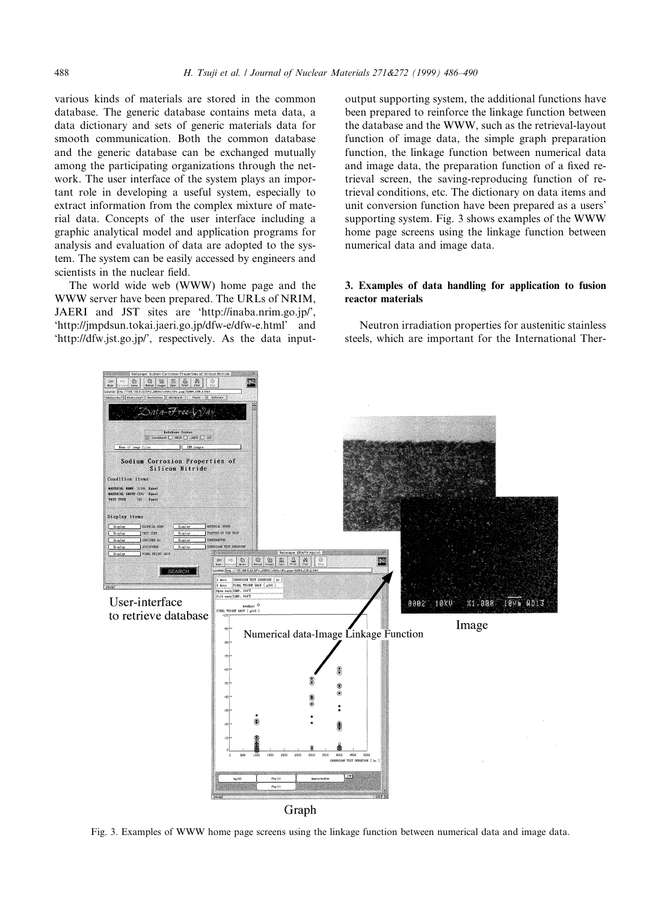various kinds of materials are stored in the common database. The generic database contains meta data, a data dictionary and sets of generic materials data for smooth communication. Both the common database and the generic database can be exchanged mutually among the participating organizations through the network. The user interface of the system plays an important role in developing a useful system, especially to extract information from the complex mixture of material data. Concepts of the user interface including a graphic analytical model and application programs for analysis and evaluation of data are adopted to the system. The system can be easily accessed by engineers and scientists in the nuclear field.

The world wide web (WWW) home page and the WWW server have been prepared. The URLs of NRIM, JAERI and JST sites are 'http://inaba.nrim.go.jp/', 'http://jmpdsun.tokai.jaeri.go.jp/dfw-e/dfw-e.html' and 'http://dfw.jst.go.jp/', respectively. As the data input-output supporting system, the additional functions have been prepared to reinforce the linkage function between the database and the WWW, such as the retrieval-layout function of image data, the simple graph preparation function, the linkage function between numerical data and image data, the preparation function of a fixed retrieval screen, the saving-reproducing function of retrieval conditions, etc. The dictionary on data items and unit conversion function have been prepared as a users' supporting system. Fig. 3 shows examples of the WWW home page screens using the linkage function between numerical data and image data.

## 3. Examples of data handling for application to fusion reactor materials

Neutron irradiation properties for austenitic stainless steels, which are important for the International Ther-

Fig. 3. Examples of WWW home page screens using the linkage function between numerical data and image data.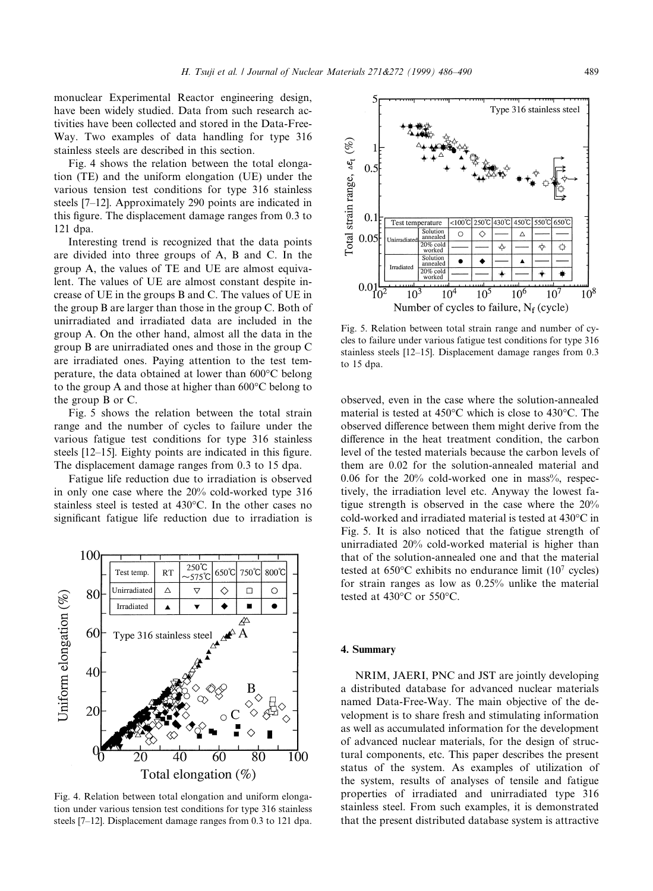monuclear Experimental Reactor engineering design, have been widely studied. Data from such research activities have been collected and stored in the Data-Free-Way. Two examples of data handling for type 316 stainless steels are described in this section.

Fig. 4 shows the relation between the total elongation (TE) and the uniform elongation (UE) under the various tension test conditions for type 316 stainless steels [7–12]. Approximately 290 points are indicated in this figure. The displacement damage ranges from 0.3 to 121 dpa.

Interesting trend is recognized that the data points are divided into three groups of A, B and C. In the group A, the values of TE and UE are almost equivalent. The values of UE are almost constant despite increase of UE in the groups B and C. The values of UE in the group B are larger than those in the group C. Both of unirradiated and irradiated data are included in the group A. On the other hand, almost all the data in the group B are unirradiated ones and those in the group C are irradiated ones. Paying attention to the test temperature, the data obtained at lower than 600°C belong to the group A and those at higher than 600°C belong to the group B or C.

Fig. 5 shows the relation between the total strain range and the number of cycles to failure under the various fatigue test conditions for type 316 stainless steels [12–15]. Eighty points are indicated in this figure. The displacement damage ranges from 0.3 to 15 dpa.

Fatigue life reduction due to irradiation is observed in only one case where the 20% cold-worked type 316 stainless steel is tested at 430°C. In the other cases no significant fatigue life reduction due to irradiation is observed, even in the case where the solution-annealed material is tested at 450°C which is close to 430°C. The observed difference between them might derive from the difference in the heat treatment condition, the carbon level of the tested materials because the carbon levels of them are 0.02 for the solution-annealed material and 0.06 for the 20% cold-worked one in mass%, respectively, the irradiation level etc. Anyway the lowest fatigue strength is observed in the case where the 20% cold-worked and irradiated material is tested at 430°C in Fig. 5. It is also noticed that the fatigue strength of unirradiated 20% cold-worked material is higher than that of the solution-annealed one and that the material tested at 650°C exhibits no endurance limit ($10^7$ cycles) for strain ranges as low as 0.25% unlike the material tested at 430°C or 550°C.

Fig. 4. Relation between total elongation and uniform elongation under various tension test conditions for type 316 stainless steels [7–12]. Displacement damage ranges from 0.3 to 121 dpa.

Fig. 5. Relation between total strain range and number of cycles to failure under various fatigue test conditions for type 316 stainless steels [12–15]. Displacement damage ranges from 0.3 to 15 dpa.

## 4. Summary

NRIM, JAERI, PNC and JST are jointly developing a distributed database for advanced nuclear materials named Data-Free-Way. The main objective of the development is to share fresh and stimulating information as well as accumulated information for the development of advanced nuclear materials, for the design of structural components, etc. This paper describes the present status of the system. As examples of utilization of the system, results of analyses of tensile and fatigue properties of irradiated and unirradiated type 316 stainless steel. From such examples, it is demonstrated that the present distributed database system is attractive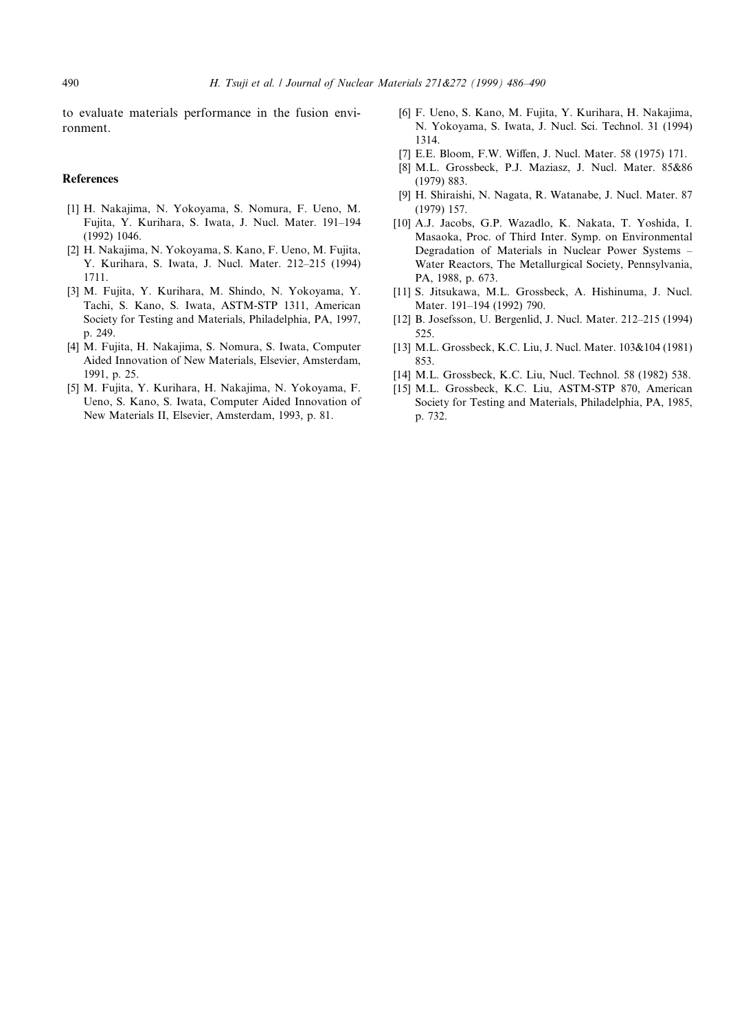to evaluate materials performance in the fusion environment.

## References

[1] H. Nakajima, N. Yokoyama, S. Nomura, F. Ueno, M. Fujita, Y. Kurihara, S. Iwata, J. Nucl. Mater. 191–194 (1992) 1046.

[2] H. Nakajima, N. Yokoyama, S. Kano, F. Ueno, M. Fujita, Y. Kurihara, S. Iwata, J. Nucl. Mater. 212–215 (1994) 1711.

[3] M. Fujita, Y. Kurihara, M. Shindo, N. Yokoyama, Y. Tachi, S. Kano, S. Iwata, ASTM-STP 1311, American Society for Testing and Materials, Philadelphia, PA, 1997, p. 249.

[4] M. Fujita, H. Nakajima, S. Nomura, S. Iwata, Computer Aided Innovation of New Materials, Elsevier, Amsterdam, 1991, p. 25.

[5] M. Fujita, Y. Kurihara, H. Nakajima, N. Yokoyama, F. Ueno, S. Kano, S. Iwata, Computer Aided Innovation of New Materials II, Elsevier, Amsterdam, 1993, p. 81.

[6] F. Ueno, S. Kano, M. Fujita, Y. Kurihara, H. Nakajima, N. Yokoyama, S. Iwata, J. Nucl. Sci. Technol. 31 (1994) 1314.

[7] E.E. Bloom, F.W. Wiffen, J. Nucl. Mater. 58 (1975) 171.

[8] M.L. Grossbeck, P.J. Maziasz, J. Nucl. Mater. 85&86 (1979) 883.

[9] H. Shiraishi, N. Nagata, R. Watanabe, J. Nucl. Mater. 87 (1979) 157.

[10] A.J. Jacobs, G.P. Wazadlo, K. Nakata, T. Yoshida, I. Masaoka, Proc. of Third Inter. Symp. on Environmental Degradation of Materials in Nuclear Power Systems – Water Reactors, The Metallurgical Society, Pennsylvania, PA, 1988, p. 673.

[11] S. Jitsukawa, M.L. Grossbeck, A. Hishinuma, J. Nucl. Mater. 191–194 (1992) 790.

[12] B. Josefsson, U. Bergenlid, J. Nucl. Mater. 212–215 (1994) 525.

[13] M.L. Grossbeck, K.C. Liu, J. Nucl. Mater. 103&104 (1981) 853.

[14] M.L. Grossbeck, K.C. Liu, Nucl. Technol. 58 (1982) 538.

[15] M.L. Grossbeck, K.C. Liu, ASTM-STP 870, American Society for Testing and Materials, Philadelphia, PA, 1985, p. 732.